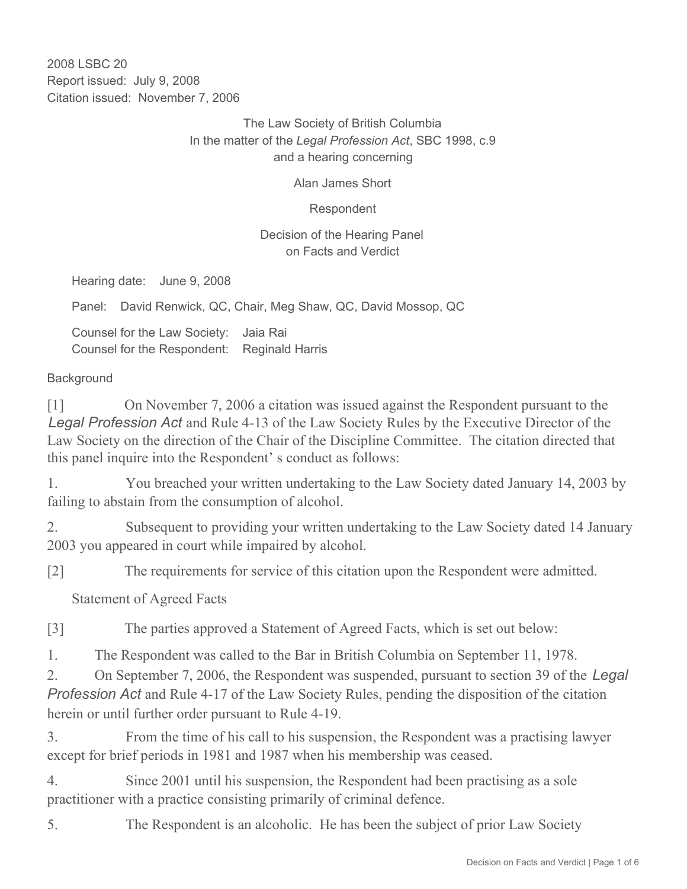2008 LSBC 20
Report issued: July 9, 2008
Citation issued: November 7, 2006

The Law Society of British Columbia
In the matter of the *Legal Profession Act*, SBC 1998, c.9
and a hearing concerning

Alan James Short

Respondent

## Decision of the Hearing Panel on Facts and Verdict

Hearing date: June 9, 2008

Panel: David Renwick, QC, Chair, Meg Shaw, QC, David Mossop, QC

Counsel for the Law Society: Jaia Rai
Counsel for the Respondent: Reginald Harris

### Background

[1] On November 7, 2006 a citation was issued against the Respondent pursuant to the *Legal Profession Act* and Rule 4-13 of the Law Society Rules by the Executive Director of the Law Society on the direction of the Chair of the Discipline Committee. The citation directed that this panel inquire into the Respondent' s conduct as follows:

1. You breached your written undertaking to the Law Society dated January 14, 2003 by failing to abstain from the consumption of alcohol.

2. Subsequent to providing your written undertaking to the Law Society dated 14 January 2003 you appeared in court while impaired by alcohol.

[2] The requirements for service of this citation upon the Respondent were admitted.

### Statement of Agreed Facts

[3] The parties approved a Statement of Agreed Facts, which is set out below:

1. The Respondent was called to the Bar in British Columbia on September 11, 1978.

2. On September 7, 2006, the Respondent was suspended, pursuant to section 39 of the *Legal Profession Act* and Rule 4-17 of the Law Society Rules, pending the disposition of the citation herein or until further order pursuant to Rule 4-19.

3. From the time of his call to his suspension, the Respondent was a practising lawyer except for brief periods in 1981 and 1987 when his membership was ceased.

4. Since 2001 until his suspension, the Respondent had been practising as a sole practitioner with a practice consisting primarily of criminal defence.

5. The Respondent is an alcoholic. He has been the subject of prior Law Society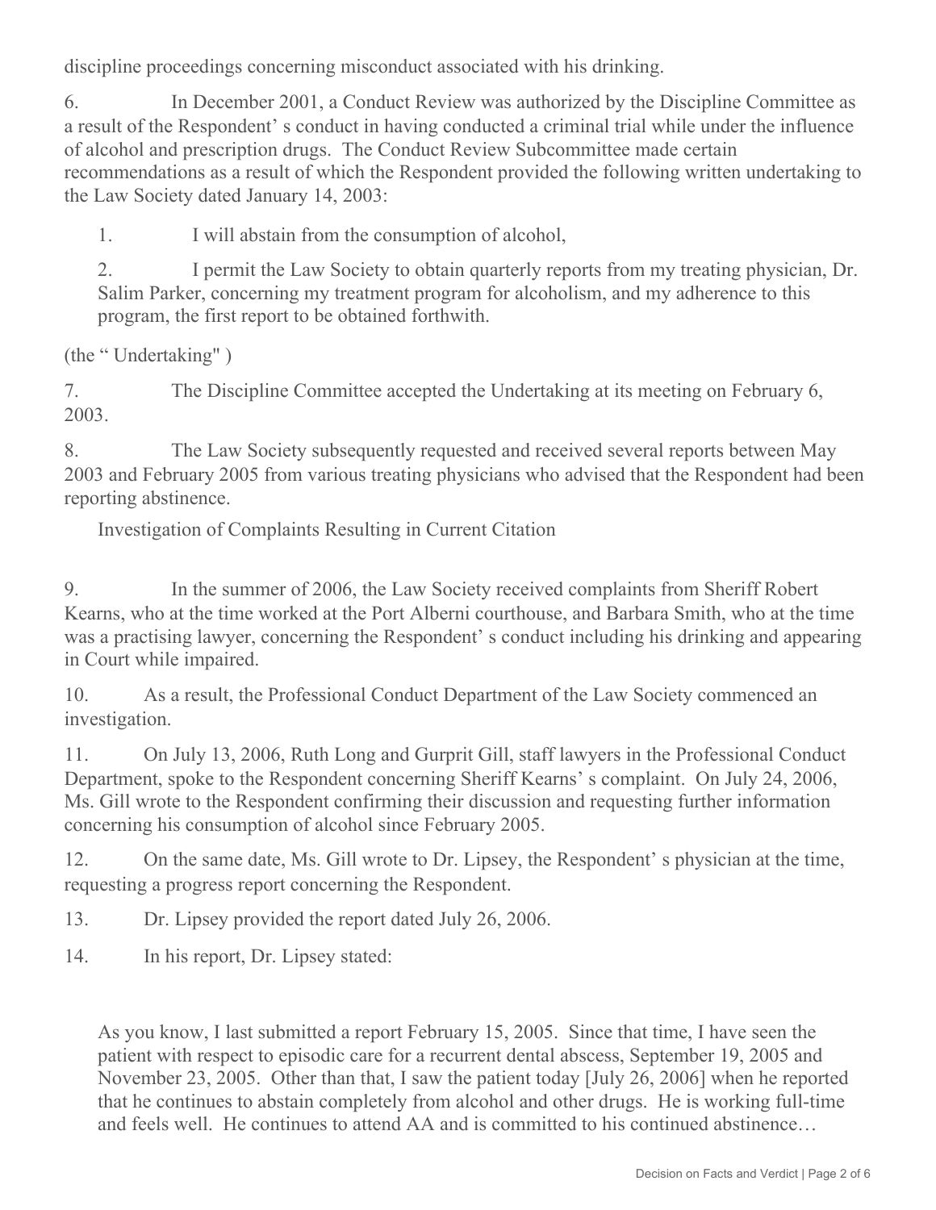discipline proceedings concerning misconduct associated with his drinking.

6. In December 2001, a Conduct Review was authorized by the Discipline Committee as a result of the Respondent’ s conduct in having conducted a criminal trial while under the influence of alcohol and prescription drugs. The Conduct Review Subcommittee made certain recommendations as a result of which the Respondent provided the following written undertaking to the Law Society dated January 14, 2003:

> 1. I will abstain from the consumption of alcohol,
>
> 2. I permit the Law Society to obtain quarterly reports from my treating physician, Dr. Salim Parker, concerning my treatment program for alcoholism, and my adherence to this program, the first report to be obtained forthwith.

(the “ Undertaking" )

7. The Discipline Committee accepted the Undertaking at its meeting on February 6, 2003.

8. The Law Society subsequently requested and received several reports between May 2003 and February 2005 from various treating physicians who advised that the Respondent had been reporting abstinence.

## Investigation of Complaints Resulting in Current Citation

9. In the summer of 2006, the Law Society received complaints from Sheriff Robert Kearns, who at the time worked at the Port Alberni courthouse, and Barbara Smith, who at the time was a practising lawyer, concerning the Respondent’ s conduct including his drinking and appearing in Court while impaired.

10. As a result, the Professional Conduct Department of the Law Society commenced an investigation.

11. On July 13, 2006, Ruth Long and Gurprit Gill, staff lawyers in the Professional Conduct Department, spoke to the Respondent concerning Sheriff Kearns’ s complaint. On July 24, 2006, Ms. Gill wrote to the Respondent confirming their discussion and requesting further information concerning his consumption of alcohol since February 2005.

12. On the same date, Ms. Gill wrote to Dr. Lipsey, the Respondent’ s physician at the time, requesting a progress report concerning the Respondent.

13. Dr. Lipsey provided the report dated July 26, 2006.

14. In his report, Dr. Lipsey stated:

> As you know, I last submitted a report February 15, 2005. Since that time, I have seen the patient with respect to episodic care for a recurrent dental abscess, September 19, 2005 and November 23, 2005. Other than that, I saw the patient today [July 26, 2006] when he reported that he continues to abstain completely from alcohol and other drugs. He is working full-time and feels well. He continues to attend AA and is committed to his continued abstinence…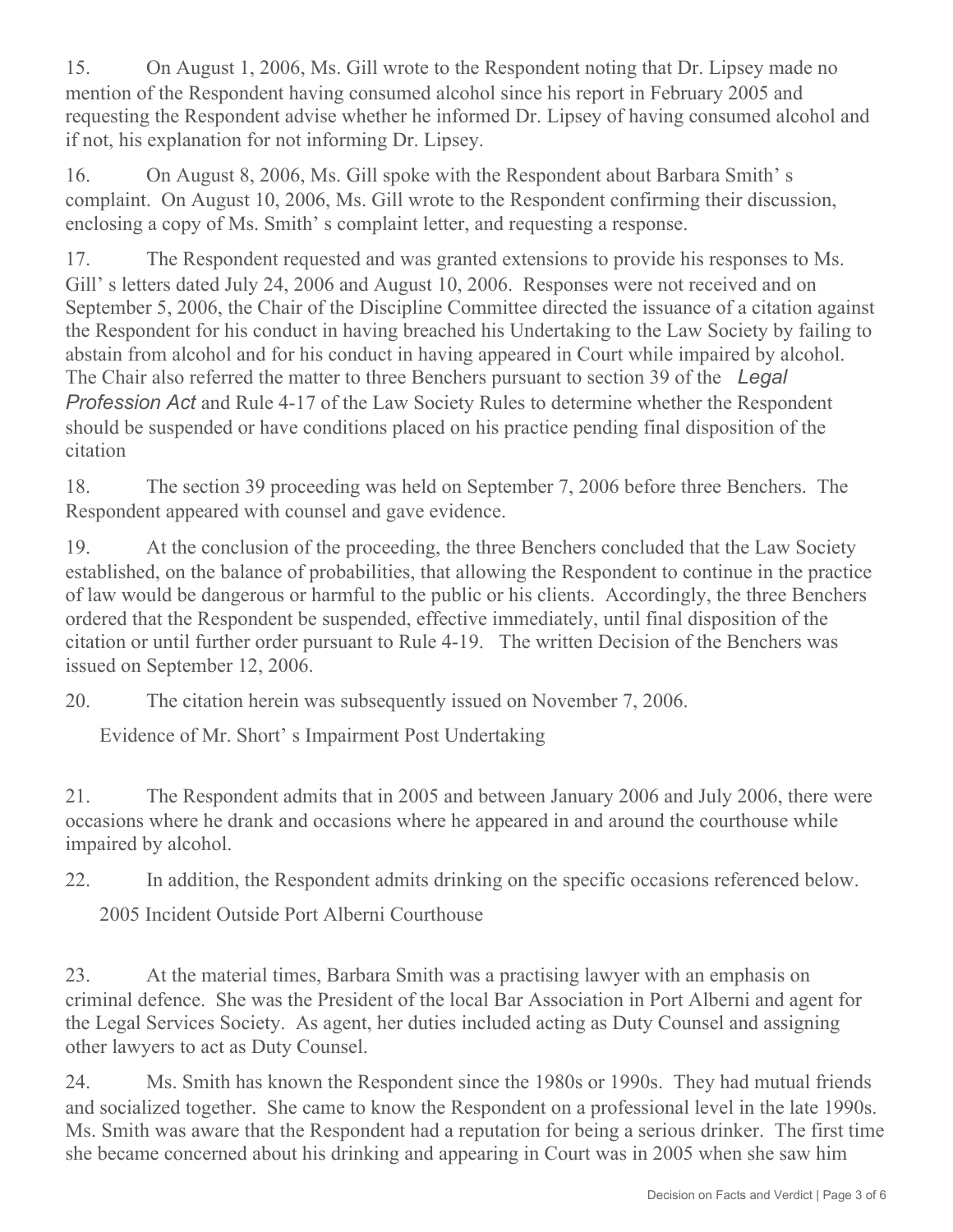15. On August 1, 2006, Ms. Gill wrote to the Respondent noting that Dr. Lipsey made no mention of the Respondent having consumed alcohol since his report in February 2005 and requesting the Respondent advise whether he informed Dr. Lipsey of having consumed alcohol and if not, his explanation for not informing Dr. Lipsey.

16. On August 8, 2006, Ms. Gill spoke with the Respondent about Barbara Smith' s complaint. On August 10, 2006, Ms. Gill wrote to the Respondent confirming their discussion, enclosing a copy of Ms. Smith' s complaint letter, and requesting a response.

17. The Respondent requested and was granted extensions to provide his responses to Ms. Gill' s letters dated July 24, 2006 and August 10, 2006. Responses were not received and on September 5, 2006, the Chair of the Discipline Committee directed the issuance of a citation against the Respondent for his conduct in having breached his Undertaking to the Law Society by failing to abstain from alcohol and for his conduct in having appeared in Court while impaired by alcohol. The Chair also referred the matter to three Benchers pursuant to section 39 of the *Legal Profession Act* and Rule 4-17 of the Law Society Rules to determine whether the Respondent should be suspended or have conditions placed on his practice pending final disposition of the citation

18. The section 39 proceeding was held on September 7, 2006 before three Benchers. The Respondent appeared with counsel and gave evidence.

19. At the conclusion of the proceeding, the three Benchers concluded that the Law Society established, on the balance of probabilities, that allowing the Respondent to continue in the practice of law would be dangerous or harmful to the public or his clients. Accordingly, the three Benchers ordered that the Respondent be suspended, effective immediately, until final disposition of the citation or until further order pursuant to Rule 4-19. The written Decision of the Benchers was issued on September 12, 2006.

20. The citation herein was subsequently issued on November 7, 2006.

## Evidence of Mr. Short' s Impairment Post Undertaking

21. The Respondent admits that in 2005 and between January 2006 and July 2006, there were occasions where he drank and occasions where he appeared in and around the courthouse while impaired by alcohol.

22. In addition, the Respondent admits drinking on the specific occasions referenced below.

### 2005 Incident Outside Port Alberni Courthouse

23. At the material times, Barbara Smith was a practising lawyer with an emphasis on criminal defence. She was the President of the local Bar Association in Port Alberni and agent for the Legal Services Society. As agent, her duties included acting as Duty Counsel and assigning other lawyers to act as Duty Counsel.

24. Ms. Smith has known the Respondent since the 1980s or 1990s. They had mutual friends and socialized together. She came to know the Respondent on a professional level in the late 1990s. Ms. Smith was aware that the Respondent had a reputation for being a serious drinker. The first time she became concerned about his drinking and appearing in Court was in 2005 when she saw him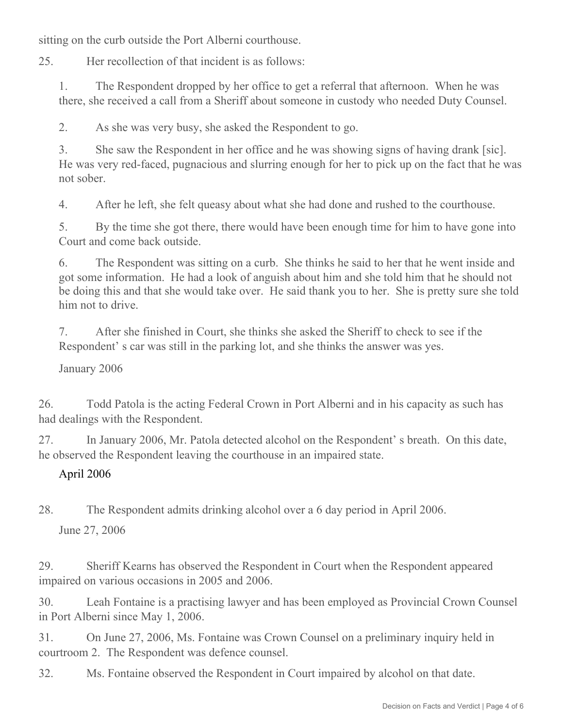sitting on the curb outside the Port Alberni courthouse.

25. Her recollection of that incident is as follows:

1. The Respondent dropped by her office to get a referral that afternoon. When he was there, she received a call from a Sheriff about someone in custody who needed Duty Counsel.

2. As she was very busy, she asked the Respondent to go.

3. She saw the Respondent in her office and he was showing signs of having drank [sic]. He was very red-faced, pugnacious and slurring enough for her to pick up on the fact that he was not sober.

4. After he left, she felt queasy about what she had done and rushed to the courthouse.

5. By the time she got there, there would have been enough time for him to have gone into Court and come back outside.

6. The Respondent was sitting on a curb. She thinks he said to her that he went inside and got some information. He had a look of anguish about him and she told him that he should not be doing this and that she would take over. He said thank you to her. She is pretty sure she told him not to drive.

7. After she finished in Court, she thinks she asked the Sheriff to check to see if the Respondent' s car was still in the parking lot, and she thinks the answer was yes.

January 2006

26. Todd Patola is the acting Federal Crown in Port Alberni and in his capacity as such has had dealings with the Respondent.

27. In January 2006, Mr. Patola detected alcohol on the Respondent' s breath. On this date, he observed the Respondent leaving the courthouse in an impaired state.

April 2006

28. The Respondent admits drinking alcohol over a 6 day period in April 2006.

June 27, 2006

29. Sheriff Kearns has observed the Respondent in Court when the Respondent appeared impaired on various occasions in 2005 and 2006.

30. Leah Fontaine is a practising lawyer and has been employed as Provincial Crown Counsel in Port Alberni since May 1, 2006.

31. On June 27, 2006, Ms. Fontaine was Crown Counsel on a preliminary inquiry held in courtroom 2. The Respondent was defence counsel.

32. Ms. Fontaine observed the Respondent in Court impaired by alcohol on that date.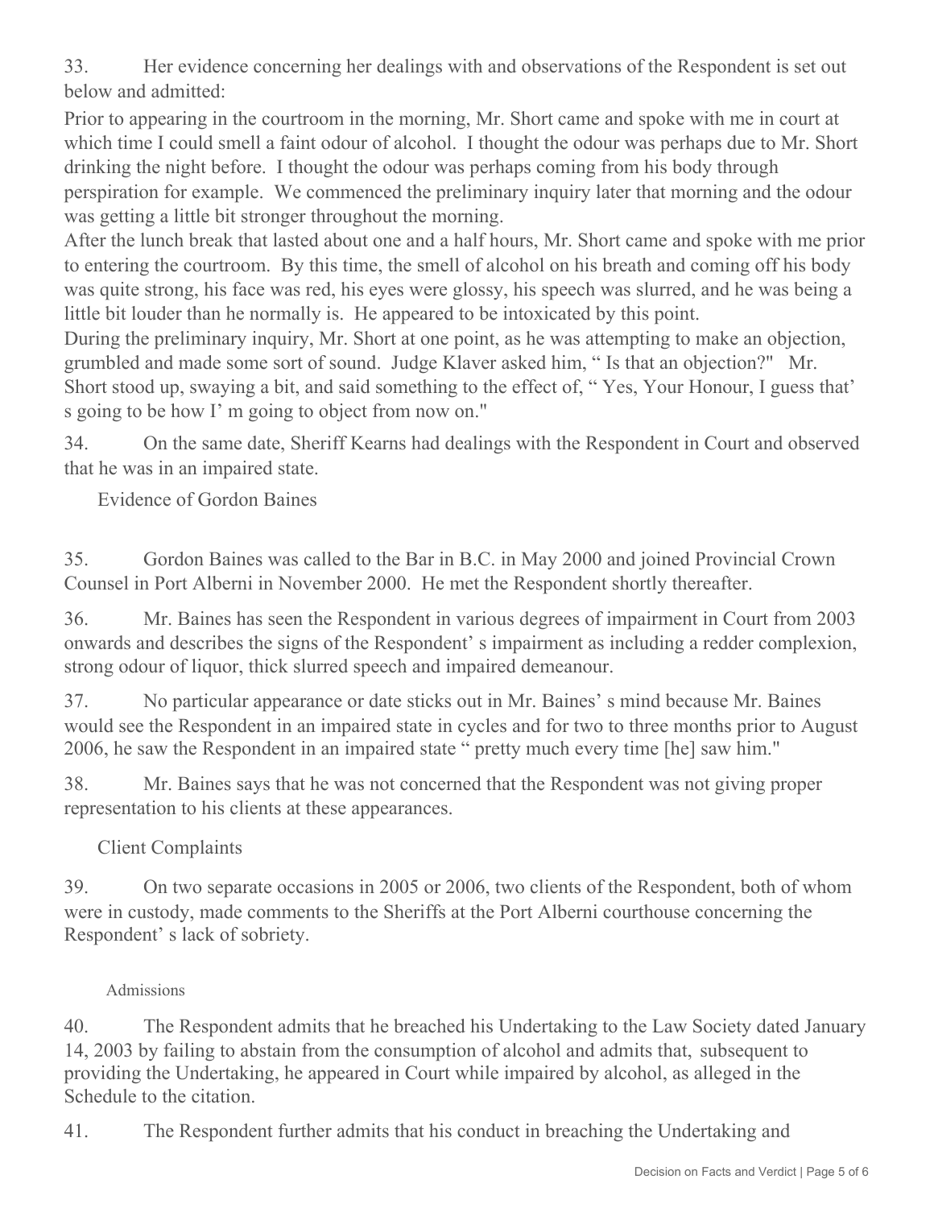33. Her evidence concerning her dealings with and observations of the Respondent is set out below and admitted:

Prior to appearing in the courtroom in the morning, Mr. Short came and spoke with me in court at which time I could smell a faint odour of alcohol. I thought the odour was perhaps due to Mr. Short drinking the night before. I thought the odour was perhaps coming from his body through perspiration for example. We commenced the preliminary inquiry later that morning and the odour was getting a little bit stronger throughout the morning.

After the lunch break that lasted about one and a half hours, Mr. Short came and spoke with me prior to entering the courtroom. By this time, the smell of alcohol on his breath and coming off his body was quite strong, his face was red, his eyes were glossy, his speech was slurred, and he was being a little bit louder than he normally is. He appeared to be intoxicated by this point.

During the preliminary inquiry, Mr. Short at one point, as he was attempting to make an objection, grumbled and made some sort of sound. Judge Klaver asked him, " Is that an objection?" Mr. Short stood up, swaying a bit, and said something to the effect of, " Yes, Your Honour, I guess that' s going to be how I' m going to object from now on."

34. On the same date, Sheriff Kearns had dealings with the Respondent in Court and observed that he was in an impaired state.

## Evidence of Gordon Baines

35. Gordon Baines was called to the Bar in B.C. in May 2000 and joined Provincial Crown Counsel in Port Alberni in November 2000. He met the Respondent shortly thereafter.

36. Mr. Baines has seen the Respondent in various degrees of impairment in Court from 2003 onwards and describes the signs of the Respondent' s impairment as including a redder complexion, strong odour of liquor, thick slurred speech and impaired demeanour.

37. No particular appearance or date sticks out in Mr. Baines' s mind because Mr. Baines would see the Respondent in an impaired state in cycles and for two to three months prior to August 2006, he saw the Respondent in an impaired state " pretty much every time [he] saw him."

38. Mr. Baines says that he was not concerned that the Respondent was not giving proper representation to his clients at these appearances.

## Client Complaints

39. On two separate occasions in 2005 or 2006, two clients of the Respondent, both of whom were in custody, made comments to the Sheriffs at the Port Alberni courthouse concerning the Respondent' s lack of sobriety.

### Admissions

40. The Respondent admits that he breached his Undertaking to the Law Society dated January 14, 2003 by failing to abstain from the consumption of alcohol and admits that, subsequent to providing the Undertaking, he appeared in Court while impaired by alcohol, as alleged in the Schedule to the citation.

41. The Respondent further admits that his conduct in breaching the Undertaking and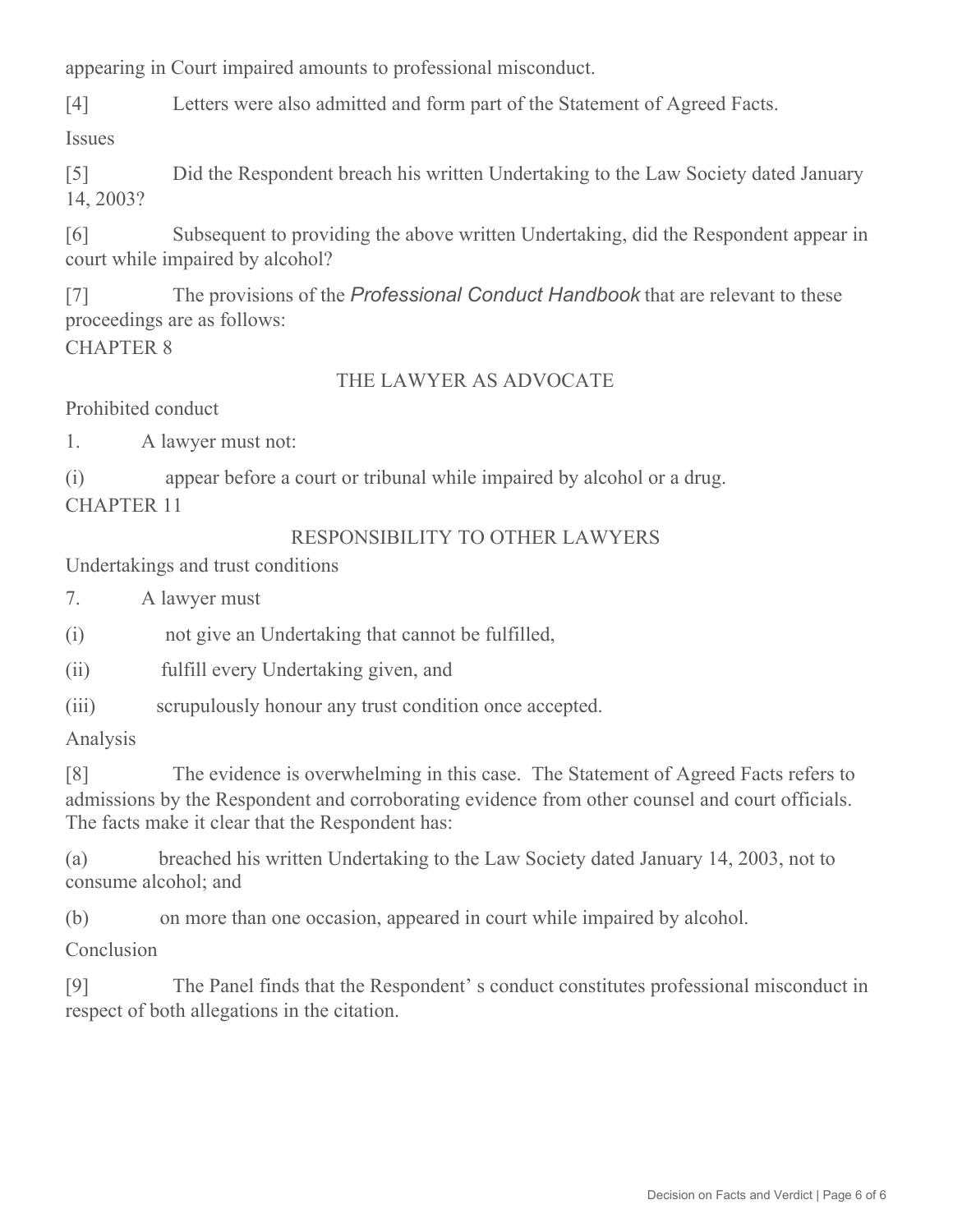appearing in Court impaired amounts to professional misconduct.

[4] Letters were also admitted and form part of the Statement of Agreed Facts.

Issues

[5] Did the Respondent breach his written Undertaking to the Law Society dated January 14, 2003?

[6] Subsequent to providing the above written Undertaking, did the Respondent appear in court while impaired by alcohol?

[7] The provisions of the *Professional Conduct Handbook* that are relevant to these proceedings are as follows:

CHAPTER 8

THE LAWYER AS ADVOCATE

Prohibited conduct

1. A lawyer must not:

(i) appear before a court or tribunal while impaired by alcohol or a drug.

CHAPTER 11

RESPONSIBILITY TO OTHER LAWYERS

Undertakings and trust conditions

7. A lawyer must

(i) not give an Undertaking that cannot be fulfilled,

(ii) fulfill every Undertaking given, and

(iii) scrupulously honour any trust condition once accepted.

Analysis

[8] The evidence is overwhelming in this case. The Statement of Agreed Facts refers to admissions by the Respondent and corroborating evidence from other counsel and court officials. The facts make it clear that the Respondent has:

(a) breached his written Undertaking to the Law Society dated January 14, 2003, not to consume alcohol; and

(b) on more than one occasion, appeared in court while impaired by alcohol.

Conclusion

[9] The Panel finds that the Respondent' s conduct constitutes professional misconduct in respect of both allegations in the citation.